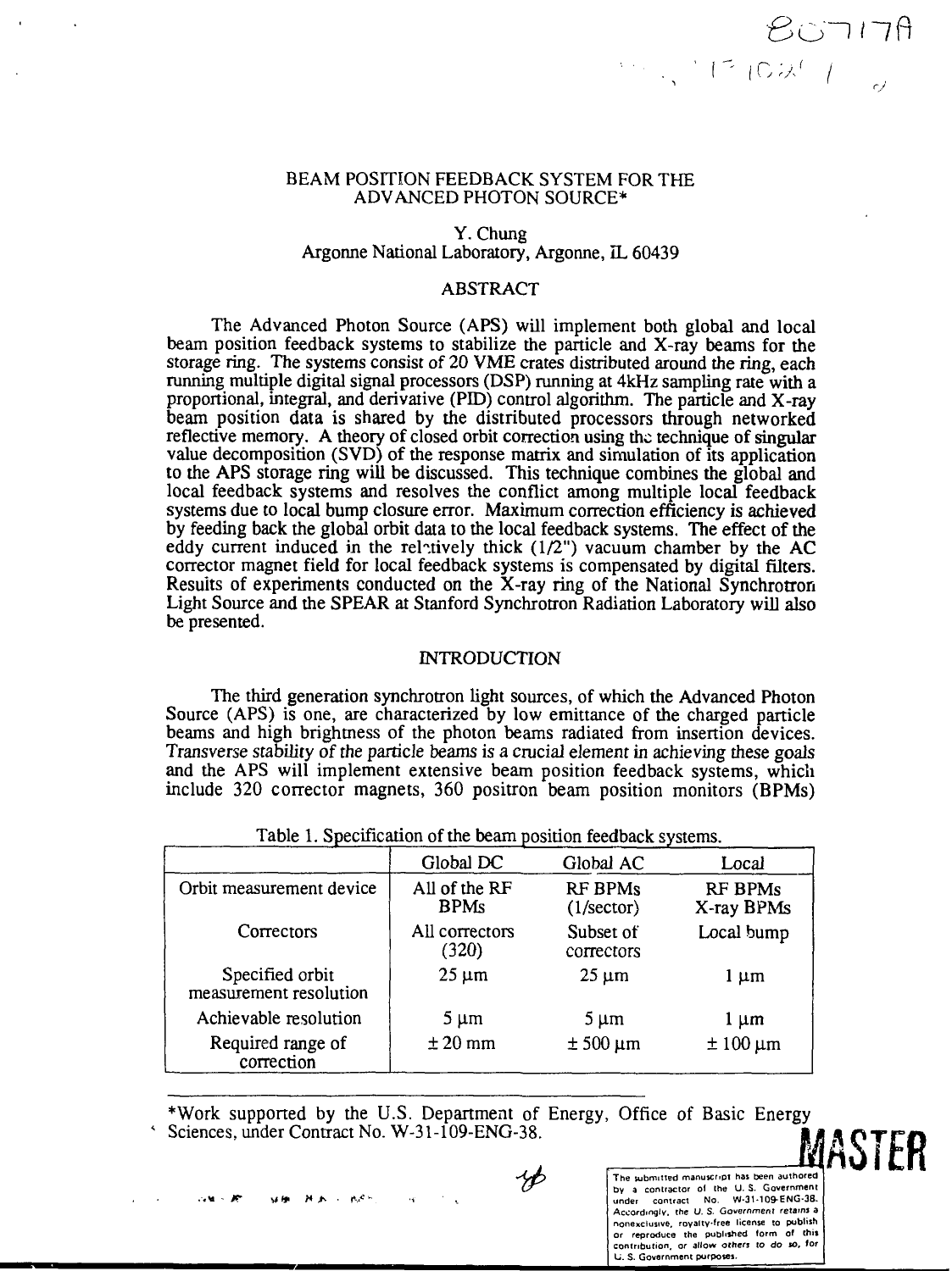# BEAM POSITION FEEDBACK SYSTEM FOR THE ADVANCED PHOTON SOURCE*

Y. Chung
Argonne National Laboratory, Argonne, IL 60439

## ABSTRACT

The Advanced Photon Source (APS) will implement both global and local beam position feedback systems to stabilize the particle and X-ray beams for the storage ring. The systems consist of 20 VME crates distributed around the ring, each running multiple digital signal processors (DSP) running at 4kHz sampling rate with a proportional, integral, and derivative (PID) control algorithm. The particle and X-ray beam position data is shared by the distributed processors through networked reflective memory. A theory of closed orbit correction using the technique of singular value decomposition (SVD) of the response matrix and simulation of its application to the APS storage ring will be discussed. This technique combines the global and local feedback systems and resolves the conflict among multiple local feedback systems due to local bump closure error. Maximum correction efficiency is achieved by feeding back the global orbit data to the local feedback systems. The effect of the eddy current induced in the relatively thick (1/2") vacuum chamber by the AC corrector magnet field for local feedback systems is compensated by digital filters. Results of experiments conducted on the X-ray ring of the National Synchrotron Light Source and the SPEAR at Stanford Synchrotron Radiation Laboratory will also be presented.

## INTRODUCTION

The third generation synchrotron light sources, of which the Advanced Photon Source (APS) is one, are characterized by low emittance of the charged particle beams and high brightness of the photon beams radiated from insertion devices. *Transverse stability of the particle beams is a crucial element in achieving these goals* and the APS will implement extensive beam position feedback systems, which include 320 corrector magnets, 360 positron beam position monitors (BPMs)

Table 1. Specification of the beam position feedback systems.

| | Global DC | Global AC | Local |
|---|---|---|---|
| Orbit measurement device | All of the RF BPMs | RF BPMs (1/sector) | RF BPMs X-ray BPMs |
| Correctors | All correctors (320) | Subset of correctors | Local bump |
| Specified orbit measurement resolution | 25 μm | 25 μm | 1 μm |
| Achievable resolution | 5 μm | 5 μm | 1 μm |
| Required range of correction | ± 20 mm | ± 500 μm | ± 100 μm |

*Work supported by the U.S. Department of Energy, Office of Basic Energy Sciences, under Contract No. W-31-109-ENG-38.

The submitted manuscript has been authored by a contractor of the U. S. Government under contract No. W-31-109-ENG-38. Accordingly, the U. S. Government retains a nonexclusive, royalty-free license to publish or reproduce the published form of this contribution, or allow others to do so, for U. S. Government purposes.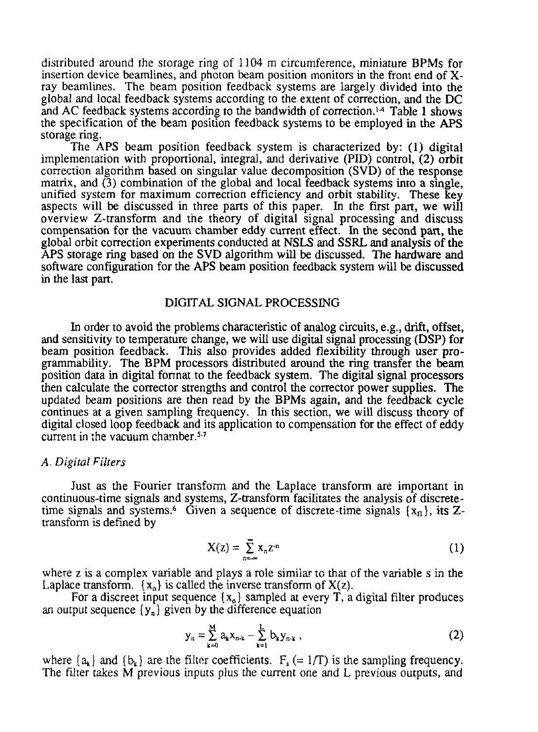distributed around the storage ring of 1104 m circumference, miniature BPMs for insertion device beamlines, and photon beam position monitors in the front end of X-ray beamlines. The beam position feedback systems are largely divided into the global and local feedback systems according to the extent of correction, and the DC and AC feedback systems according to the bandwidth of correction.[1-4] Table 1 shows the specification of the beam position feedback systems to be employed in the APS storage ring.

The APS beam position feedback system is characterized by: (1) digital implementation with proportional, integral, and derivative (PID) control, (2) orbit correction algorithm based on singular value decomposition (SVD) of the response matrix, and (3) combination of the global and local feedback systems into a single, unified system for maximum correction efficiency and orbit stability. These key aspects will be discussed in three parts of this paper. In the first part, we will overview Z-transform and the theory of digital signal processing and discuss compensation for the vacuum chamber eddy current effect. In the second part, the global orbit correction experiments conducted at NSLS and SSRL and analysis of the APS storage ring based on the SVD algorithm will be discussed. The hardware and software configuration for the APS beam position feedback system will be discussed in the last part.

## DIGITAL SIGNAL PROCESSING

In order to avoid the problems characteristic of analog circuits, e.g., drift, offset, and sensitivity to temperature change, we will use digital signal processing (DSP) for beam position feedback. This also provides added flexibility through user programmability. The BPM processors distributed around the ring transfer the beam position data in digital format to the feedback system. The digital signal processors then calculate the corrector strengths and control the corrector power supplies. The updated beam positions are then read by the BPMs again, and the feedback cycle continues at a given sampling frequency. In this section, we will discuss theory of digital closed loop feedback and its application to compensation for the effect of eddy current in the vacuum chamber.[5-7]

### *A. Digital Filters*

Just as the Fourier transform and the Laplace transform are important in continuous-time signals and systems, Z-transform facilitates the analysis of discrete-time signals and systems.[6] Given a sequence of discrete-time signals $\{x_n\}$, its Z-transform is defined by

$$X(z) = \sum_{n=-\infty}^{\infty} x_n z^{-n} \tag{1}$$

where z is a complex variable and plays a role similar to that of the variable s in the Laplace transform. $\{x_n\}$ is called the inverse transform of $X(z)$.

For a discreet input sequence $\{x_n\}$ sampled at every T, a digital filter produces an output sequence $\{y_n\}$ given by the difference equation

$$y_n = \sum_{k=0}^{M} a_k x_{n-k} - \sum_{k=1}^{L} b_k y_{n-k} \, , \tag{2}$$

where $\{a_k\}$ and $\{b_k\}$ are the filter coefficients. $F_s$ (= 1/T) is the sampling frequency. The filter takes M previous inputs plus the current one and L previous outputs, and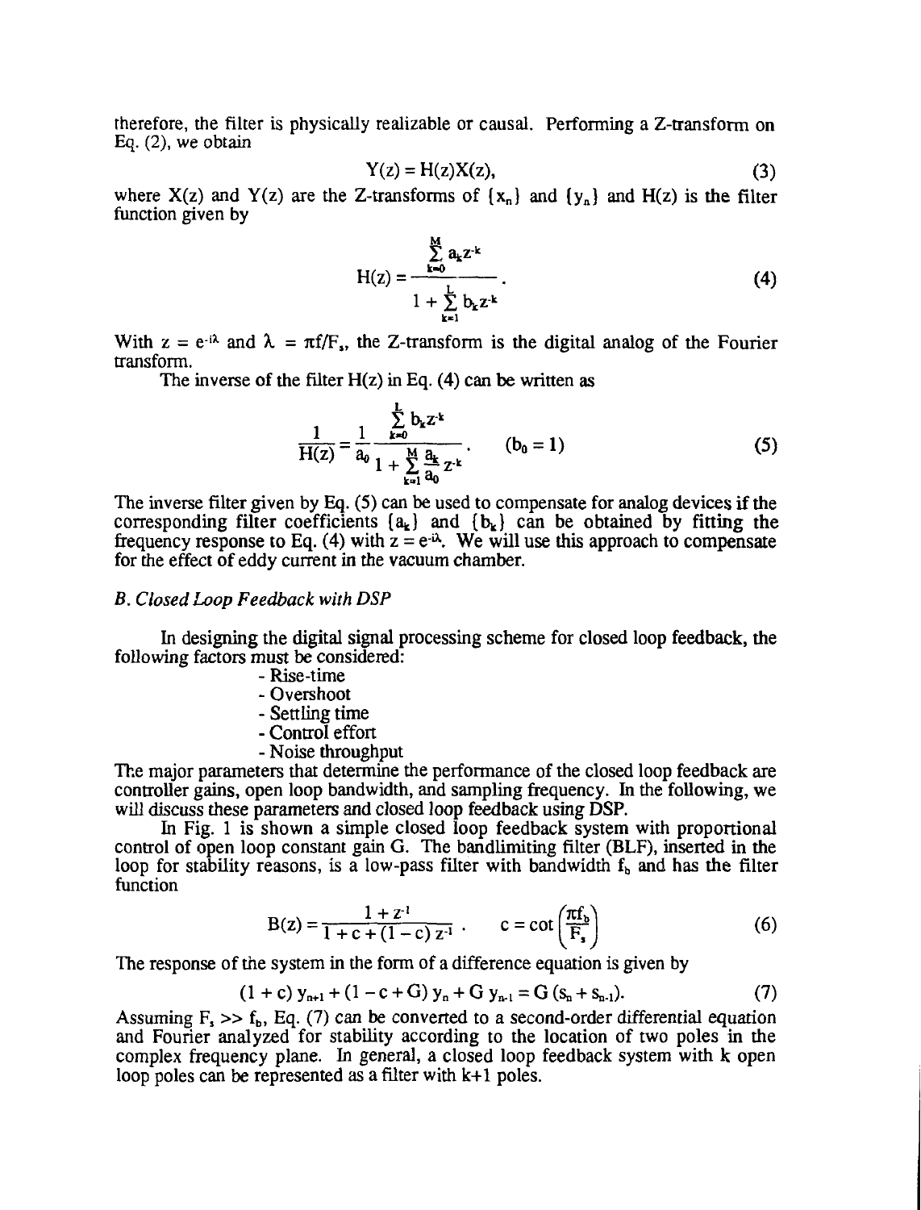therefore, the filter is physically realizable or causal. Performing a Z-transform on Eq. (2), we obtain

$$Y(z) = H(z)X(z), \tag{3}$$

where X(z) and Y(z) are the Z-transforms of $\{x_n\}$ and $\{y_n\}$ and H(z) is the filter function given by

$$H(z) = \frac{\sum_{k=0}^{M} a_k z^{-k}}{1 + \sum_{k=1}^{L} b_k z^{-k}}. \tag{4}$$

With $z = e^{-i\lambda}$ and $\lambda = \pi f/F_s$, the Z-transform is the digital analog of the Fourier transform.

The inverse of the filter H(z) in Eq. (4) can be written as

$$\frac{1}{H(z)} = \frac{1}{a_0} \frac{\sum_{k=0}^{L} b_k z^{-k}}{1 + \sum_{k=1}^{M} \frac{a_k}{a_0} z^{-k}}. \qquad (b_0 = 1) \tag{5}$$

The inverse filter given by Eq. (5) can be used to compensate for analog devices if the corresponding filter coefficients $\{a_k\}$ and $\{b_k\}$ can be obtained by fitting the frequency response to Eq. (4) with $z = e^{-i\lambda}$. We will use this approach to compensate for the effect of eddy current in the vacuum chamber.

### *B. Closed Loop Feedback with DSP*

In designing the digital signal processing scheme for closed loop feedback, the following factors must be considered:

- Rise-time
- Overshoot
- Settling time
- Control effort
- Noise throughput

The major parameters that determine the performance of the closed loop feedback are controller gains, open loop bandwidth, and sampling frequency. In the following, we will discuss these parameters and closed loop feedback using DSP.

In Fig. 1 is shown a simple closed loop feedback system with proportional control of open loop constant gain G. The bandlimiting filter (BLF), inserted in the loop for stability reasons, is a low-pass filter with bandwidth $f_b$ and has the filter function

$$B(z) = \frac{1 + z^{-1}}{1 + c + (1 - c)\, z^{-1}}. \qquad c = \cot\left(\frac{\pi f_b}{F_s}\right) \tag{6}$$

The response of the system in the form of a difference equation is given by

$$(1 + c)\, y_{n+1} + (1 - c + G)\, y_n + G\, y_{n-1} = G\,(s_n + s_{n-1}). \tag{7}$$

Assuming $F_s >> f_b$, Eq. (7) can be converted to a second-order differential equation and Fourier analyzed for stability according to the location of two poles in the complex frequency plane. In general, a closed loop feedback system with k open loop poles can be represented as a filter with k+1 poles.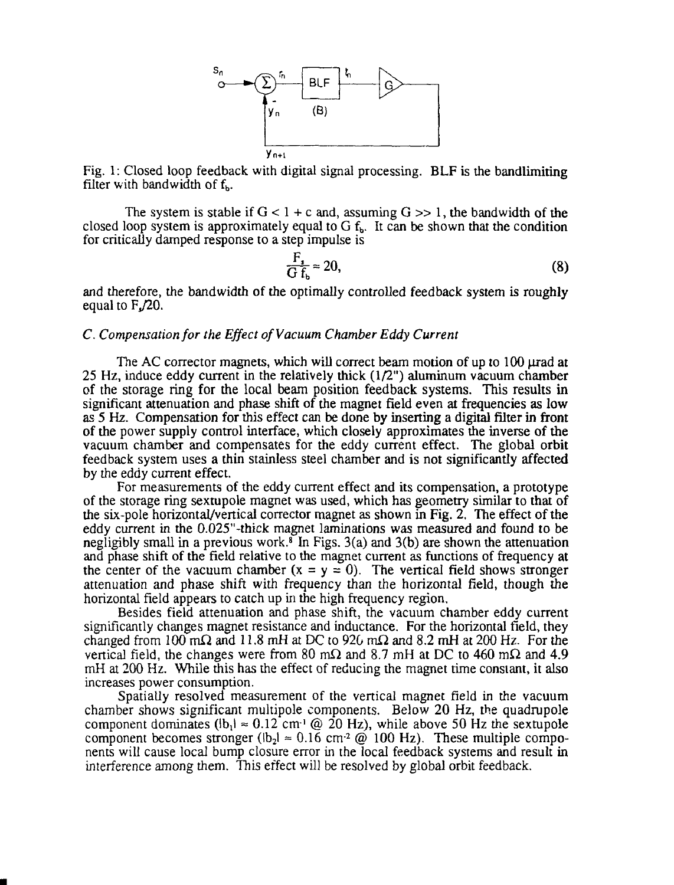Fig. 1: Closed loop feedback with digital signal processing. BLF is the bandlimiting filter with bandwidth of $f_b$.

The system is stable if $G < 1 + c$ and, assuming $G >> 1$, the bandwidth of the closed loop system is approximately equal to $G\,f_b$. It can be shown that the condition for critically damped response to a step impulse is

$$\frac{F_s}{G\,f_b} \approx 20, \tag{8}$$

and therefore, the bandwidth of the optimally controlled feedback system is roughly equal to $F_s/20$.

### *C. Compensation for the Effect of Vacuum Chamber Eddy Current*

The AC corrector magnets, which will correct beam motion of up to 100 μrad at 25 Hz, induce eddy current in the relatively thick (1/2") aluminum vacuum chamber of the storage ring for the local beam position feedback systems. This results in significant attenuation and phase shift of the magnet field even at frequencies as low as 5 Hz. Compensation for this effect can be done by inserting a digital filter in front of the power supply control interface, which closely approximates the inverse of the vacuum chamber and compensates for the eddy current effect. The global orbit feedback system uses a thin stainless steel chamber and is not significantly affected by the eddy current effect.

For measurements of the eddy current effect and its compensation, a prototype of the storage ring sextupole magnet was used, which has geometry similar to that of the six-pole horizontal/vertical corrector magnet as shown in Fig. 2. The effect of the eddy current in the 0.025"-thick magnet laminations was measured and found to be negligibly small in a previous work.[8] In Figs. 3(a) and 3(b) are shown the attenuation and phase shift of the field relative to the magnet current as functions of frequency at the center of the vacuum chamber ($x = y = 0$). The vertical field shows stronger attenuation and phase shift with frequency than the horizontal field, though the horizontal field appears to catch up in the high frequency region.

Besides field attenuation and phase shift, the vacuum chamber eddy current significantly changes magnet resistance and inductance. For the horizontal field, they changed from 100 mΩ and 11.8 mH at DC to 920 mΩ and 8.2 mH at 200 Hz. For the vertical field, the changes were from 80 mΩ and 8.7 mH at DC to 460 mΩ and 4.9 mH at 200 Hz. While this has the effect of reducing the magnet time constant, it also increases power consumption.

Spatially resolved measurement of the vertical magnet field in the vacuum chamber shows significant multipole components. Below 20 Hz, the quadrupole component dominates ($|b_1| \approx 0.12$ cm$^{-1}$ @ 20 Hz), while above 50 Hz the sextupole component becomes stronger ($|b_2| \approx 0.16$ cm$^{-2}$ @ 100 Hz). These multiple components will cause local bump closure error in the local feedback systems and result in interference among them. This effect will be resolved by global orbit feedback.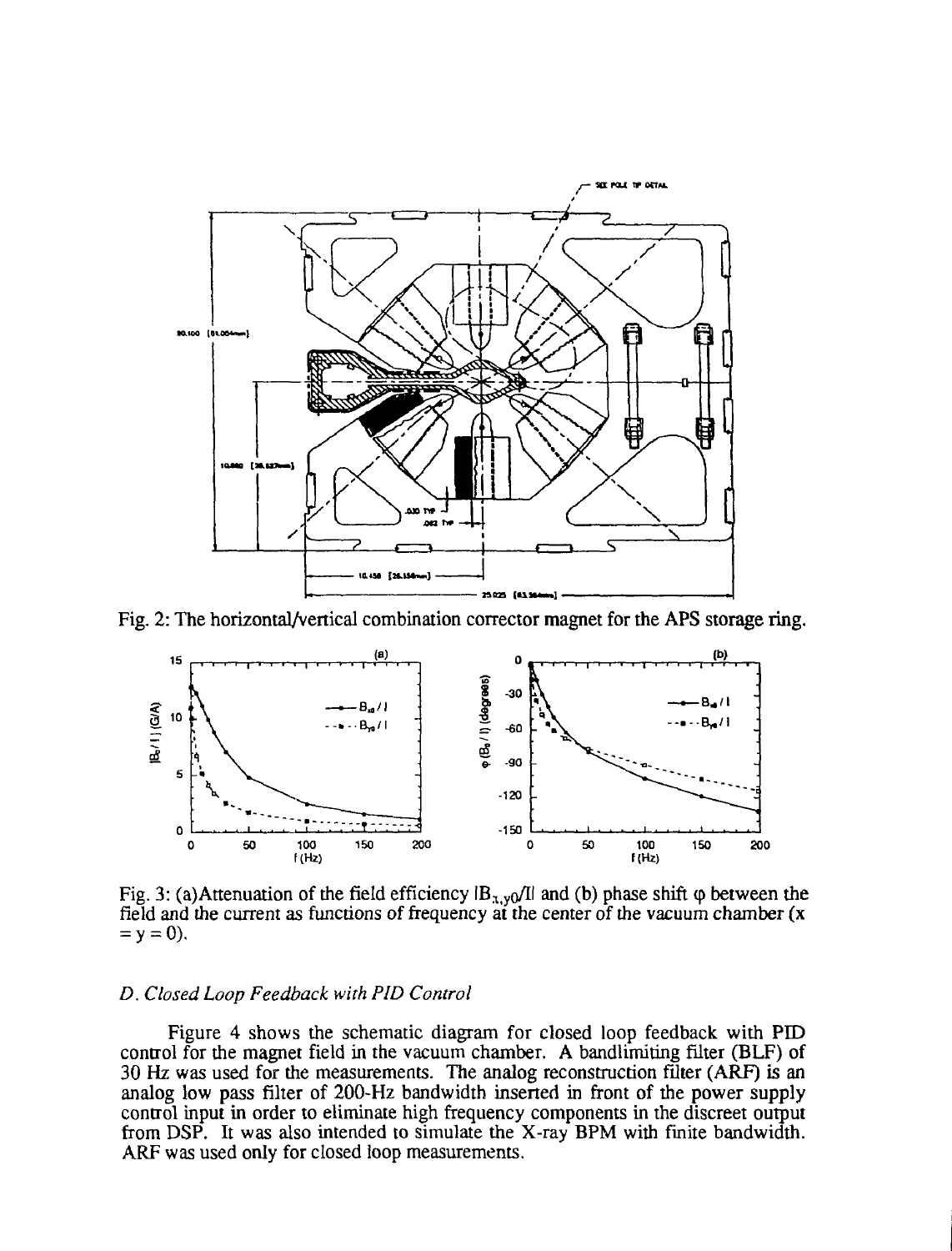Fig. 2: The horizontal/vertical combination corrector magnet for the APS storage ring.

Fig. 3: (a)Attenuation of the field efficiency $|B_{x,y0}/I|$ and (b) phase shift $\varphi$ between the field and the current as functions of frequency at the center of the vacuum chamber ($x = y = 0$).

### *D. Closed Loop Feedback with PID Control*

Figure 4 shows the schematic diagram for closed loop feedback with PID control for the magnet field in the vacuum chamber. A bandlimiting filter (BLF) of 30 Hz was used for the measurements. The analog reconstruction filter (ARF) is an analog low pass filter of 200-Hz bandwidth inserted in front of the power supply control input in order to eliminate high frequency components in the discreet output from DSP. It was also intended to simulate the X-ray BPM with finite bandwidth. ARF was used only for closed loop measurements.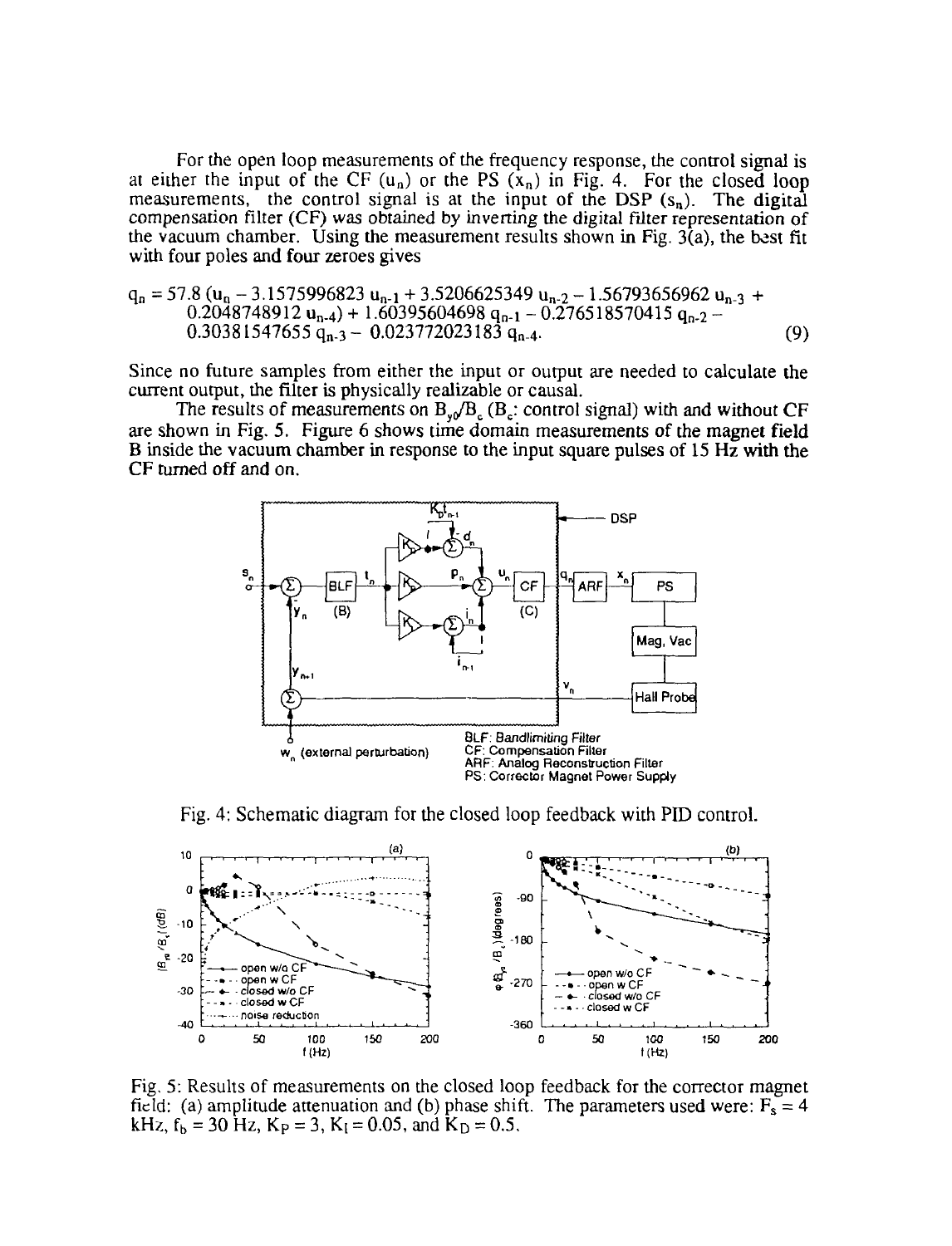For the open loop measurements of the frequency response, the control signal is at either the input of the CF ($u_n$) or the PS ($x_n$) in Fig. 4. For the closed loop measurements, the control signal is at the input of the DSP ($s_n$). The digital compensation filter (CF) was obtained by inverting the digital filter representation of the vacuum chamber. Using the measurement results shown in Fig. 3(a), the best fit with four poles and four zeroes gives

$$
\begin{aligned}
q_n = 57.8\,(u_n &- 3.1575996823\,u_{n-1} + 3.5206625349\,u_{n-2} - 1.56793656962\,u_{n-3} + \\
&0.2048748912\,u_{n-4}) + 1.60395604698\,q_{n-1} - 0.276518570415\,q_{n-2} - \\
&0.30381547655\,q_{n-3} - 0.023772023183\,q_{n-4}.
\end{aligned} \tag{9}
$$

Since no future samples from either the input or output are needed to calculate the current output, the filter is physically realizable or causal.

The results of measurements on $B_y/B_c$ ($B_c$: control signal) with and without CF are shown in Fig. 5. Figure 6 shows time domain measurements of the magnet field B inside the vacuum chamber in response to the input square pulses of 15 Hz with the CF turned off and on.

Fig. 4: Schematic diagram for the closed loop feedback with PID control.

Fig. 5: Results of measurements on the closed loop feedback for the corrector magnet field: (a) amplitude attenuation and (b) phase shift. The parameters used were: $F_s$ = 4 kHz, $f_b$ = 30 Hz, $K_P$ = 3, $K_I$ = 0.05, and $K_D$ = 0.5.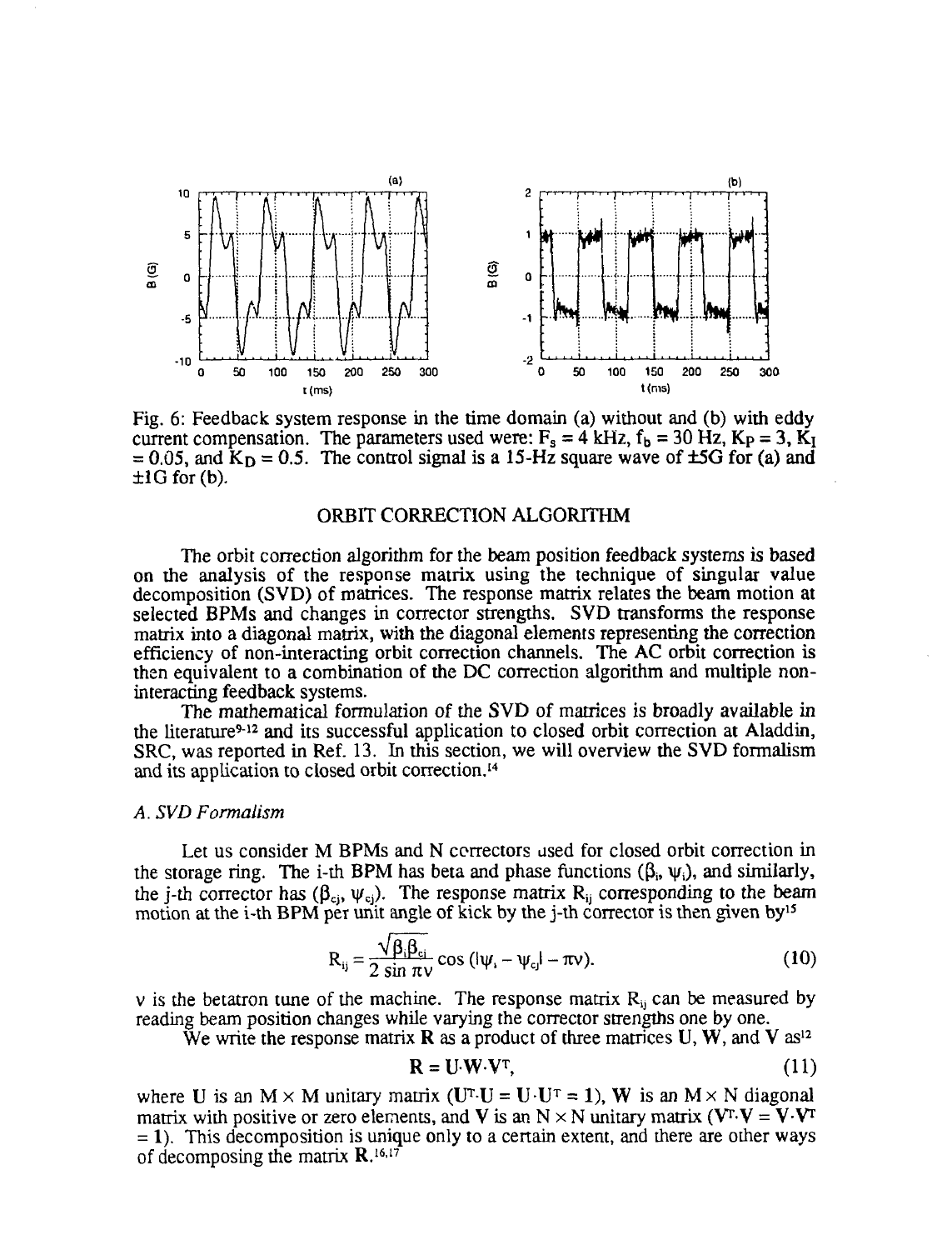Fig. 6: Feedback system response in the time domain (a) without and (b) with eddy current compensation. The parameters used were: $F_s = 4$ kHz, $f_b = 30$ Hz, $K_P = 3$, $K_I = 0.05$, and $K_D = 0.5$. The control signal is a 15-Hz square wave of ±5G for (a) and ±1G for (b).

## ORBIT CORRECTION ALGORITHM

The orbit correction algorithm for the beam position feedback systems is based on the analysis of the response matrix using the technique of singular value decomposition (SVD) of matrices. The response matrix relates the beam motion at selected BPMs and changes in corrector strengths. SVD transforms the response matrix into a diagonal matrix, with the diagonal elements representing the correction efficiency of non-interacting orbit correction channels. The AC orbit correction is then equivalent to a combination of the DC correction algorithm and multiple non-interacting feedback systems.

The mathematical formulation of the SVD of matrices is broadly available in the literature[9-12] and its successful application to closed orbit correction at Aladdin, SRC, was reported in Ref. 13. In this section, we will overview the SVD formalism and its application to closed orbit correction.[14]

### *A. SVD Formalism*

Let us consider M BPMs and N correctors used for closed orbit correction in the storage ring. The i-th BPM has beta and phase functions ($\beta_i$, $\psi_i$), and similarly, the j-th corrector has ($\beta_{cj}$, $\psi_{cj}$). The response matrix $R_{ij}$ corresponding to the beam motion at the i-th BPM per unit angle of kick by the j-th corrector is then given by[15]

$$R_{ij} = \frac{\sqrt{\beta_i \beta_{cj}}}{2 \sin \pi\nu} \cos\left(|\psi_i - \psi_{cj}| - \pi\nu\right). \tag{10}$$

$\nu$ is the betatron tune of the machine. The response matrix $R_{ij}$ can be measured by reading beam position changes while varying the corrector strengths one by one.

We write the response matrix $\mathbf{R}$ as a product of three matrices $\mathbf{U}$, $\mathbf{W}$, and $\mathbf{V}$ as[12]

$$\mathbf{R} = \mathbf{U} \cdot \mathbf{W} \cdot \mathbf{V}^T, \tag{11}$$

where $\mathbf{U}$ is an $M \times M$ unitary matrix ($\mathbf{U}^T \cdot \mathbf{U} = \mathbf{U} \cdot \mathbf{U}^T = \mathbf{1}$), $\mathbf{W}$ is an $M \times N$ diagonal matrix with positive or zero elements, and $\mathbf{V}$ is an $N \times N$ unitary matrix ($\mathbf{V}^T \cdot \mathbf{V} = \mathbf{V} \cdot \mathbf{V}^T = \mathbf{1}$). This decomposition is unique only to a certain extent, and there are other ways of decomposing the matrix $\mathbf{R}$.[16,17]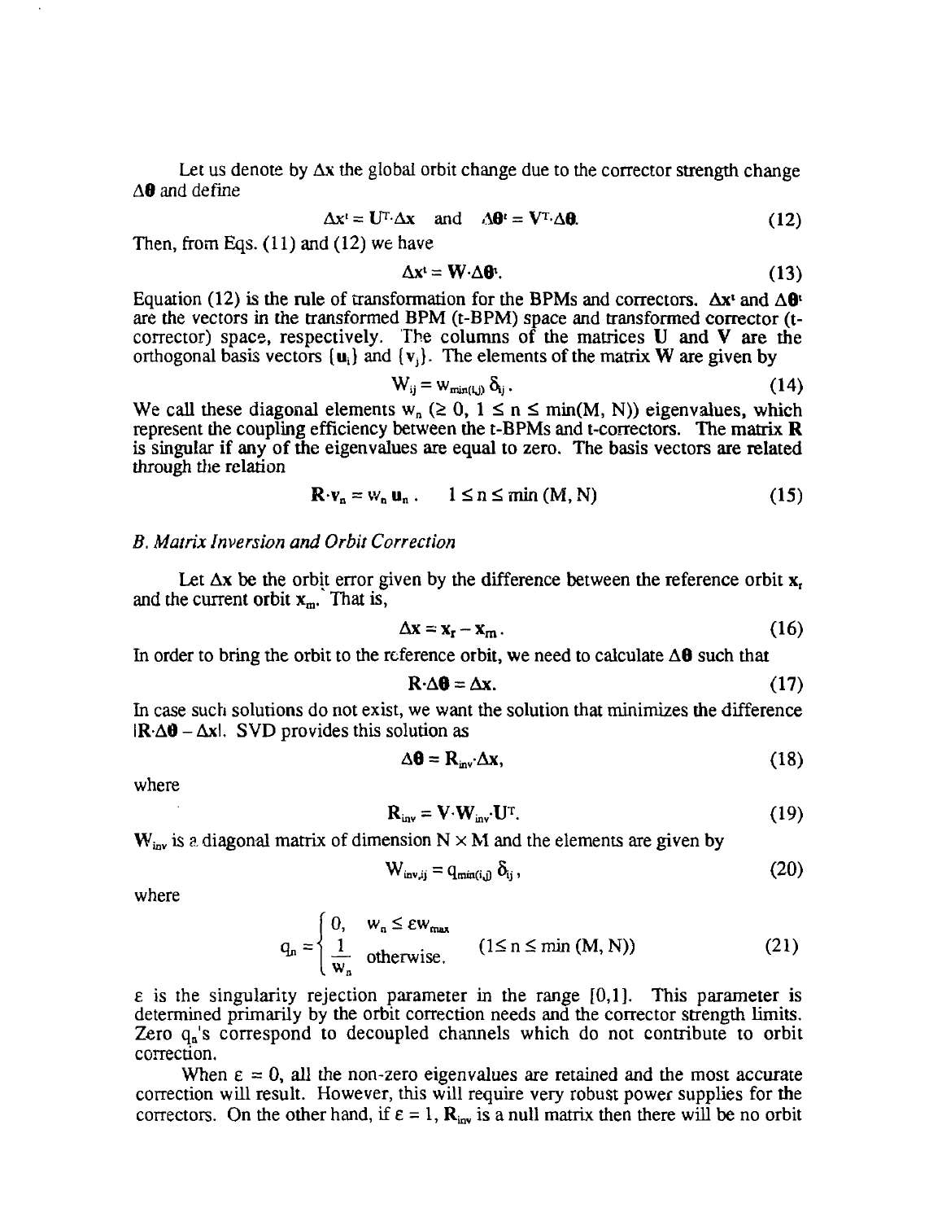Let us denote by $\Delta\mathbf{x}$ the global orbit change due to the corrector strength change $\Delta\boldsymbol{\theta}$ and define

$$\Delta\mathbf{x}^t = \mathbf{U}^T \cdot \Delta\mathbf{x} \quad \text{and} \quad \Delta\boldsymbol{\theta}^t = \mathbf{V}^T \cdot \Delta\boldsymbol{\theta}. \tag{12}$$

Then, from Eqs. (11) and (12) we have

$$\Delta\mathbf{x}^t = \mathbf{W} \cdot \Delta\boldsymbol{\theta}^t. \tag{13}$$

Equation (12) is the rule of transformation for the BPMs and correctors. $\Delta\mathbf{x}^t$ and $\Delta\boldsymbol{\theta}^t$ are the vectors in the transformed BPM (t-BPM) space and transformed corrector (t-corrector) space, respectively. The columns of the matrices $\mathbf{U}$ and $\mathbf{V}$ are the orthogonal basis vectors $\{\mathbf{u}_i\}$ and $\{\mathbf{v}_j\}$. The elements of the matrix $\mathbf{W}$ are given by

$$W_{ij} = w_{\min(i,j)}\, \delta_{ij}\,. \tag{14}$$

We call these diagonal elements $w_n$ ($\geq 0$, $1 \leq n \leq \min(M, N)$) eigenvalues, which represent the coupling efficiency between the t-BPMs and t-correctors. The matrix $\mathbf{R}$ is singular if any of the eigenvalues are equal to zero. The basis vectors are related through the relation

$$\mathbf{R} \cdot \mathbf{v}_n = w_n\, \mathbf{u}_n\,. \qquad 1 \leq n \leq \min(M, N) \tag{15}$$

### *B. Matrix Inversion and Orbit Correction*

Let $\Delta\mathbf{x}$ be the orbit error given by the difference between the reference orbit $\mathbf{x}_r$ and the current orbit $\mathbf{x}_m$. That is,

$$\Delta\mathbf{x} = \mathbf{x}_r - \mathbf{x}_m\,. \tag{16}$$

In order to bring the orbit to the reference orbit, we need to calculate $\Delta\boldsymbol{\theta}$ such that

$$\mathbf{R} \cdot \Delta\boldsymbol{\theta} = \Delta\mathbf{x}. \tag{17}$$

In case such solutions do not exist, we want the solution that minimizes the difference $|\mathbf{R} \cdot \Delta\boldsymbol{\theta} - \Delta\mathbf{x}|$. SVD provides this solution as

$$\Delta\boldsymbol{\theta} = \mathbf{R}_{inv} \cdot \Delta\mathbf{x}, \tag{18}$$

where

$$\mathbf{R}_{inv} = \mathbf{V} \cdot \mathbf{W}_{inv} \cdot \mathbf{U}^T. \tag{19}$$

$\mathbf{W}_{inv}$ is a diagonal matrix of dimension $N \times M$ and the elements are given by

$$W_{inv,ij} = q_{\min(i,j)}\, \delta_{ij}\,, \tag{20}$$

where

$$q_n = \begin{cases} 0, & w_n \leq \varepsilon w_{max} \\ \dfrac{1}{w_n} & \text{otherwise.} \end{cases} \qquad (1 \leq n \leq \min(M, N)) \tag{21}$$

$\varepsilon$ is the singularity rejection parameter in the range [0,1]. This parameter is determined primarily by the orbit correction needs and the corrector strength limits. Zero $q_n$'s correspond to decoupled channels which do not contribute to orbit correction.

When $\varepsilon = 0$, all the non-zero eigenvalues are retained and the most accurate correction will result. However, this will require very robust power supplies for the correctors. On the other hand, if $\varepsilon = 1$, $\mathbf{R}_{inv}$ is a null matrix then there will be no orbit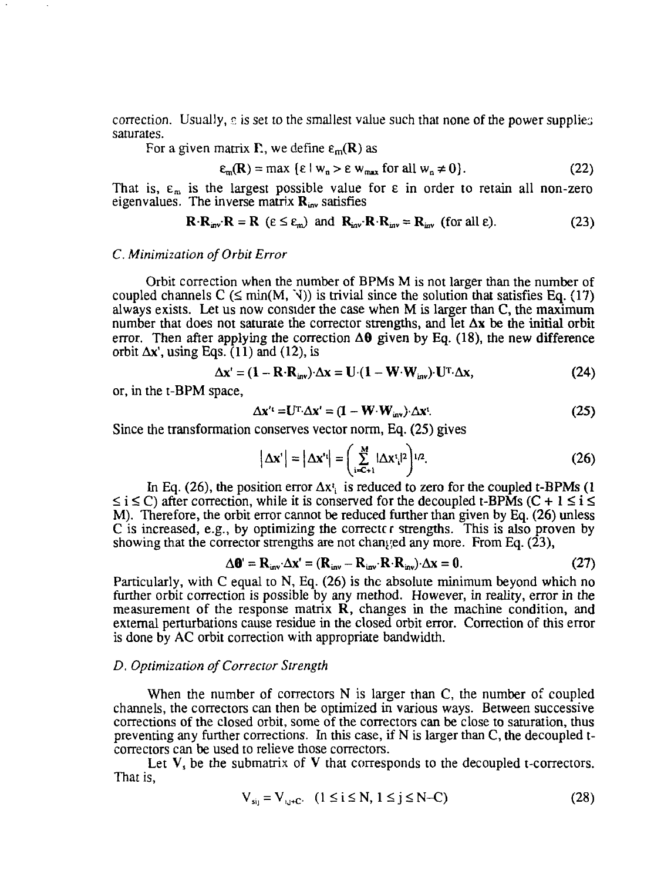correction. Usually, $\varepsilon$ is set to the smallest value such that none of the power supplies saturates.

For a given matrix $\mathbf{R}$, we define $\varepsilon_m(\mathbf{R})$ as

$$\varepsilon_m(\mathbf{R}) = \max\ \{\varepsilon \mid w_n > \varepsilon\, w_{max} \text{ for all } w_n \neq 0\}. \tag{22}$$

That is, $\varepsilon_m$ is the largest possible value for $\varepsilon$ in order to retain all non-zero eigenvalues. The inverse matrix $\mathbf{R}_{inv}$ satisfies

$$\mathbf{R}\cdot\mathbf{R}_{inv}\cdot\mathbf{R} = \mathbf{R}\ \ (\varepsilon \leq \varepsilon_m) \ \text{ and } \ \mathbf{R}_{inv}\cdot\mathbf{R}\cdot\mathbf{R}_{inv} = \mathbf{R}_{inv}\ \ (\text{for all } \varepsilon). \tag{23}$$

### *C. Minimization of Orbit Error*

Orbit correction when the number of BPMs M is not larger than the number of coupled channels C ($\leq$ min(M, N)) is trivial since the solution that satisfies Eq. (17) always exists. Let us now consider the case when M is larger than C, the maximum number that does not saturate the corrector strengths, and let $\Delta\mathbf{x}$ be the initial orbit error. Then after applying the correction $\Delta\boldsymbol{\theta}$ given by Eq. (18), the new difference orbit $\Delta\mathbf{x}'$, using Eqs. (11) and (12), is

$$\Delta\mathbf{x}' = (\mathbf{1} - \mathbf{R}\cdot\mathbf{R}_{inv})\cdot\Delta\mathbf{x} = \mathbf{U}\cdot(\mathbf{1} - \mathbf{W}\cdot\mathbf{W}_{inv})\cdot\mathbf{U}^{\mathrm{T}}\cdot\Delta\mathbf{x}, \tag{24}$$

or, in the t-BPM space,

$$\Delta\mathbf{x}'^{t} = \mathbf{U}^{\mathrm{T}}\cdot\Delta\mathbf{x}' = (\mathbf{1} - \mathbf{W}\cdot\mathbf{W}_{inv})\cdot\Delta\mathbf{x}^{t}. \tag{25}$$

Since the transformation conserves vector norm, Eq. (25) gives

$$\left|\Delta\mathbf{x}'\right| = \left|\Delta\mathbf{x}'^{t}\right| = \left(\sum_{i=C+1}^{M} |\Delta x_i^{t}|^2\right)^{1/2}. \tag{26}$$

In Eq. (26), the position error $\Delta x^{t}_i$ is reduced to zero for the coupled t-BPMs ($1 \leq i \leq C$) after correction, while it is conserved for the decoupled t-BPMs ($C + 1 \leq i \leq M$). Therefore, the orbit error cannot be reduced further than given by Eq. (26) unless C is increased, e.g., by optimizing the corrector strengths. This is also proven by showing that the corrector strengths are not changed any more. From Eq. (23),

$$\Delta\boldsymbol{\theta}' = \mathbf{R}_{inv}\cdot\Delta\mathbf{x}' = (\mathbf{R}_{inv} - \mathbf{R}_{inv}\cdot\mathbf{R}\cdot\mathbf{R}_{inv})\cdot\Delta\mathbf{x} = \mathbf{0}. \tag{27}$$

Particularly, with C equal to N, Eq. (26) is the absolute minimum beyond which no further orbit correction is possible by any method. However, in reality, error in the measurement of the response matrix $\mathbf{R}$, changes in the machine condition, and external perturbations cause residue in the closed orbit error. Correction of this error is done by AC orbit correction with appropriate bandwidth.

### *D. Optimization of Corrector Strength*

When the number of correctors N is larger than C, the number of coupled channels, the correctors can then be optimized in various ways. Between successive corrections of the closed orbit, some of the correctors can be close to saturation, thus preventing any further corrections. In this case, if N is larger than C, the decoupled t-correctors can be used to relieve those correctors.

Let $\mathbf{V}_s$ be the submatrix of $\mathbf{V}$ that corresponds to the decoupled t-correctors. That is,

$$V_{sij} = V_{i,j+C}. \quad (1 \leq i \leq N,\ 1 \leq j \leq N-C) \tag{28}$$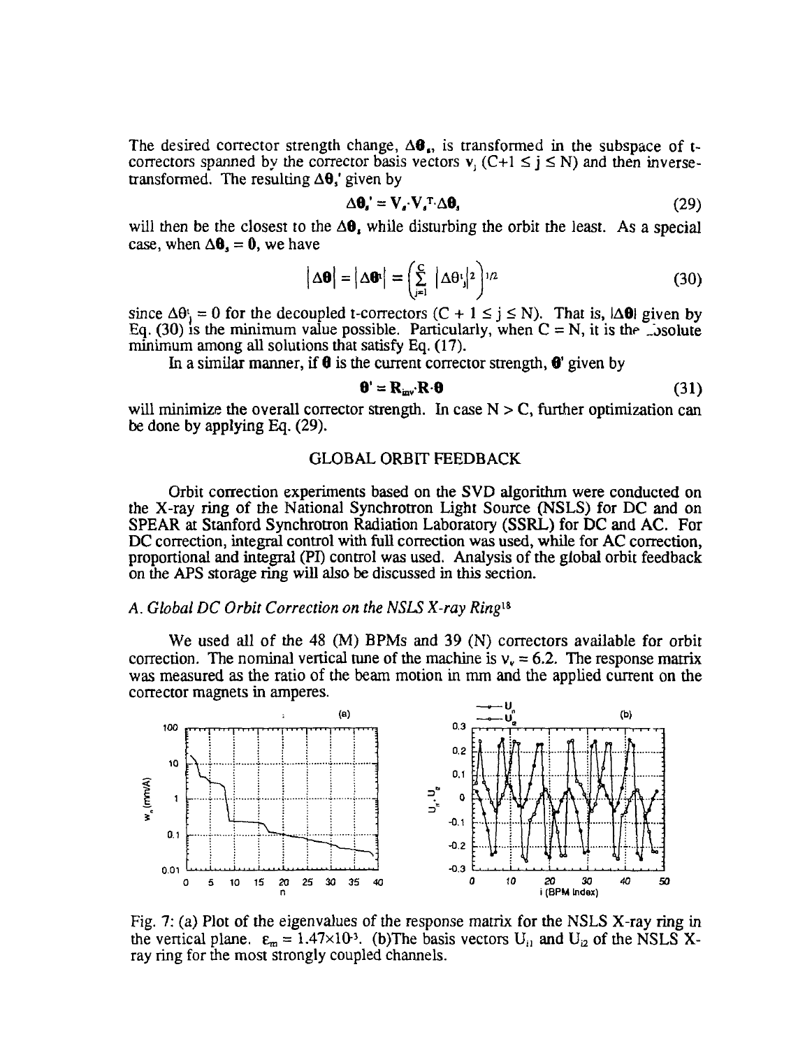The desired corrector strength change, $\Delta\boldsymbol{\theta}_s$, is transformed in the subspace of t-correctors spanned by the corrector basis vectors $\mathbf{v}_j$ ($C+1 \le j \le N$) and then inverse-transformed. The resulting $\Delta\boldsymbol{\theta}_s'$ given by

$$\Delta\boldsymbol{\theta}_s' = \mathbf{V}_s \cdot \mathbf{V}_s^T \cdot \Delta\boldsymbol{\theta}_s \tag{29}$$

will then be the closest to the $\Delta\boldsymbol{\theta}_s$ while disturbing the orbit the least. As a special case, when $\Delta\boldsymbol{\theta}_s = \mathbf{0}$, we have

$$\left|\Delta\boldsymbol{\theta}\right| = \left|\Delta\boldsymbol{\theta}'\right| = \left(\sum_{j=1}^{C} \left|\Delta\theta'_j\right|^2\right)^{1/2} \tag{30}$$

since $\Delta\theta'_j = 0$ for the decoupled t-correctors ($C + 1 \le j \le N$). That is, $|\Delta\boldsymbol{\theta}|$ given by Eq. (30) is the minimum value possible. Particularly, when $C = N$, it is the absolute minimum among all solutions that satisfy Eq. (17).

In a similar manner, if $\boldsymbol{\theta}$ is the current corrector strength, $\boldsymbol{\theta}'$ given by

$$\boldsymbol{\theta}' = \mathbf{R}_{inv} \cdot \mathbf{R} \cdot \boldsymbol{\theta} \tag{31}$$

will minimize the overall corrector strength. In case $N > C$, further optimization can be done by applying Eq. (29).

## GLOBAL ORBIT FEEDBACK

Orbit correction experiments based on the SVD algorithm were conducted on the X-ray ring of the National Synchrotron Light Source (NSLS) for DC and on SPEAR at Stanford Synchrotron Radiation Laboratory (SSRL) for DC and AC. For DC correction, integral control with full correction was used, while for AC correction, proportional and integral (PI) control was used. Analysis of the global orbit feedback on the APS storage ring will also be discussed in this section.

### *A. Global DC Orbit Correction on the NSLS X-ray Ring*[18]

We used all of the 48 (M) BPMs and 39 (N) correctors available for orbit correction. The nominal vertical tune of the machine is $\nu_v = 6.2$. The response matrix was measured as the ratio of the beam motion in mm and the applied current on the corrector magnets in amperes.

Fig. 7: (a) Plot of the eigenvalues of the response matrix for the NSLS X-ray ring in the vertical plane. $\varepsilon_m = 1.47\times10^{-3}$. (b)The basis vectors $U_{i1}$ and $U_{i2}$ of the NSLS X-ray ring for the most strongly coupled channels.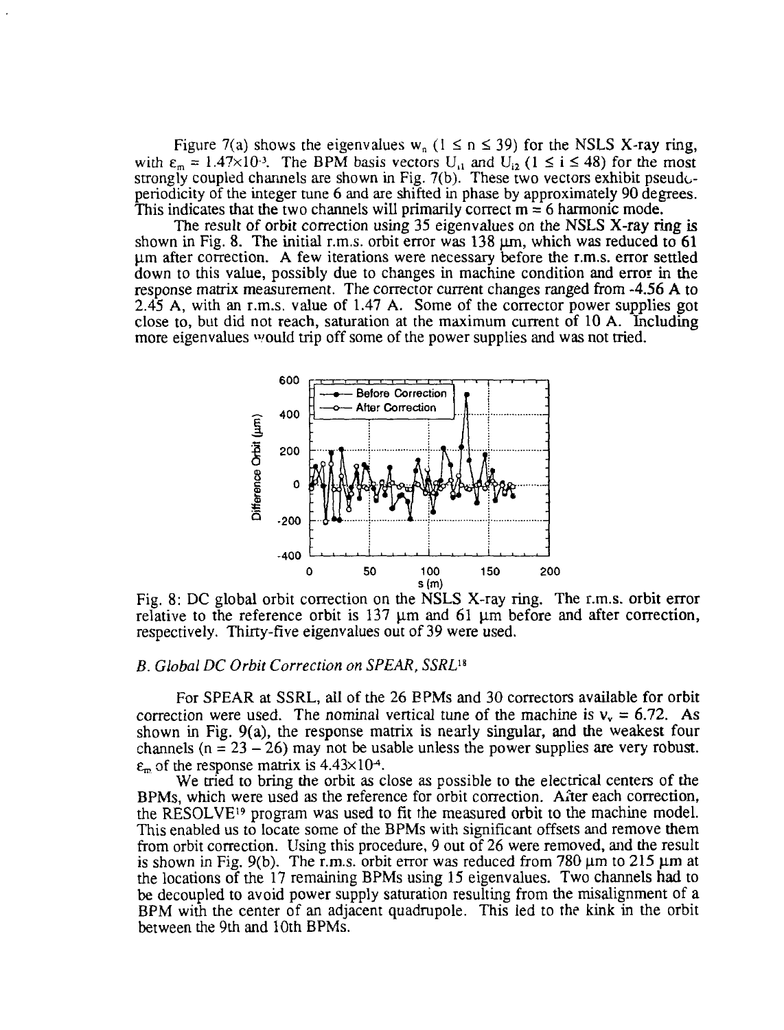Figure 7(a) shows the eigenvalues $w_n$ ($1 \leq n \leq 39$) for the NSLS X-ray ring, with $\varepsilon_m = 1.47 \times 10^{-3}$. The BPM basis vectors $U_{i1}$ and $U_{i2}$ ($1 \leq i \leq 48$) for the most strongly coupled channels are shown in Fig. 7(b). These two vectors exhibit pseudo-periodicity of the integer tune 6 and are shifted in phase by approximately 90 degrees. This indicates that the two channels will primarily correct m = 6 harmonic mode.

The result of orbit correction using 35 eigenvalues on the NSLS X-ray ring is shown in Fig. 8. The initial r.m.s. orbit error was 138 μm, which was reduced to 61 μm after correction. A few iterations were necessary before the r.m.s. error settled down to this value, possibly due to changes in machine condition and error in the response matrix measurement. The corrector current changes ranged from -4.56 A to 2.45 A, with an r.m.s. value of 1.47 A. Some of the corrector power supplies got close to, but did not reach, saturation at the maximum current of 10 A. Including more eigenvalues would trip off some of the power supplies and was not tried.

Fig. 8: DC global orbit correction on the NSLS X-ray ring. The r.m.s. orbit error relative to the reference orbit is 137 μm and 61 μm before and after correction, respectively. Thirty-five eigenvalues out of 39 were used.

### *B. Global DC Orbit Correction on SPEAR, SSRL*[18]

For SPEAR at SSRL, all of the 26 BPMs and 30 correctors available for orbit correction were used. The nominal vertical tune of the machine is $\nu_v = 6.72$. As shown in Fig. 9(a), the response matrix is nearly singular, and the weakest four channels (n = 23 – 26) may not be usable unless the power supplies are very robust. $\varepsilon_m$ of the response matrix is $4.43 \times 10^{-4}$.

We tried to bring the orbit as close as possible to the electrical centers of the BPMs, which were used as the reference for orbit correction. After each correction, the RESOLVE[19] program was used to fit the measured orbit to the machine model. This enabled us to locate some of the BPMs with significant offsets and remove them from orbit correction. Using this procedure, 9 out of 26 were removed, and the result is shown in Fig. 9(b). The r.m.s. orbit error was reduced from 780 μm to 215 μm at the locations of the 17 remaining BPMs using 15 eigenvalues. Two channels had to be decoupled to avoid power supply saturation resulting from the misalignment of a BPM with the center of an adjacent quadrupole. This led to the kink in the orbit between the 9th and 10th BPMs.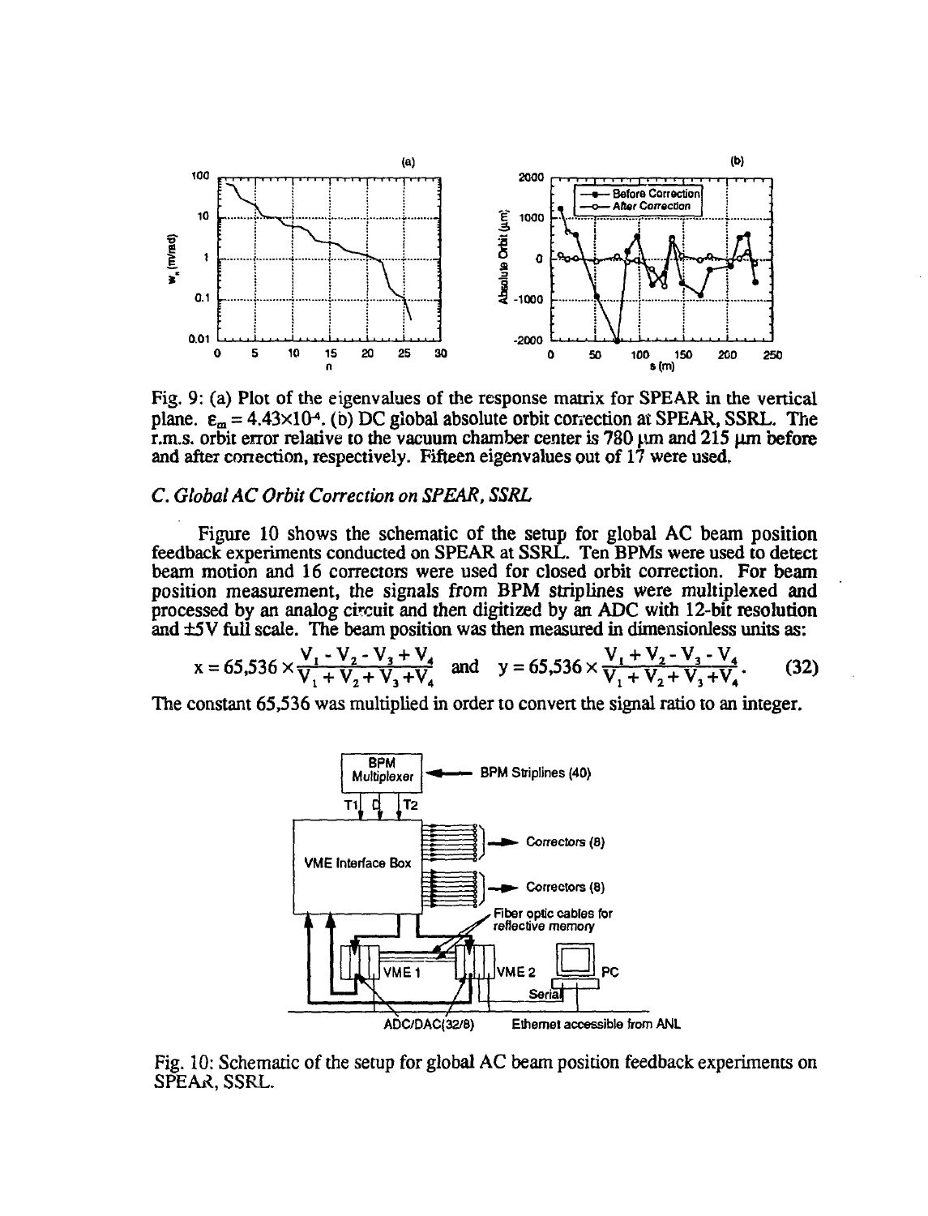Fig. 9: (a) Plot of the eigenvalues of the response matrix for SPEAR in the vertical plane. $\varepsilon_m = 4.43\times10^{-4}$. (b) DC global absolute orbit correction at SPEAR, SSRL. The r.m.s. orbit error relative to the vacuum chamber center is 780 μm and 215 μm before and after correction, respectively. Fifteen eigenvalues out of 17 were used.

### *C. Global AC Orbit Correction on SPEAR, SSRL*

Figure 10 shows the schematic of the setup for global AC beam position feedback experiments conducted on SPEAR at SSRL. Ten BPMs were used to detect beam motion and 16 correctors were used for closed orbit correction. For beam position measurement, the signals from BPM striplines were multiplexed and processed by an analog circuit and then digitized by an ADC with 12-bit resolution and ±5V full scale. The beam position was then measured in dimensionless units as:

$$x = 65{,}536 \times \frac{V_1 - V_2 - V_3 + V_4}{V_1 + V_2 + V_3 + V_4} \quad \text{and} \quad y = 65{,}536 \times \frac{V_1 + V_2 - V_3 - V_4}{V_1 + V_2 + V_3 + V_4}. \tag{32}$$

The constant 65,536 was multiplied in order to convert the signal ratio to an integer.

Fig. 10: Schematic of the setup for global AC beam position feedback experiments on SPEAR, SSRL.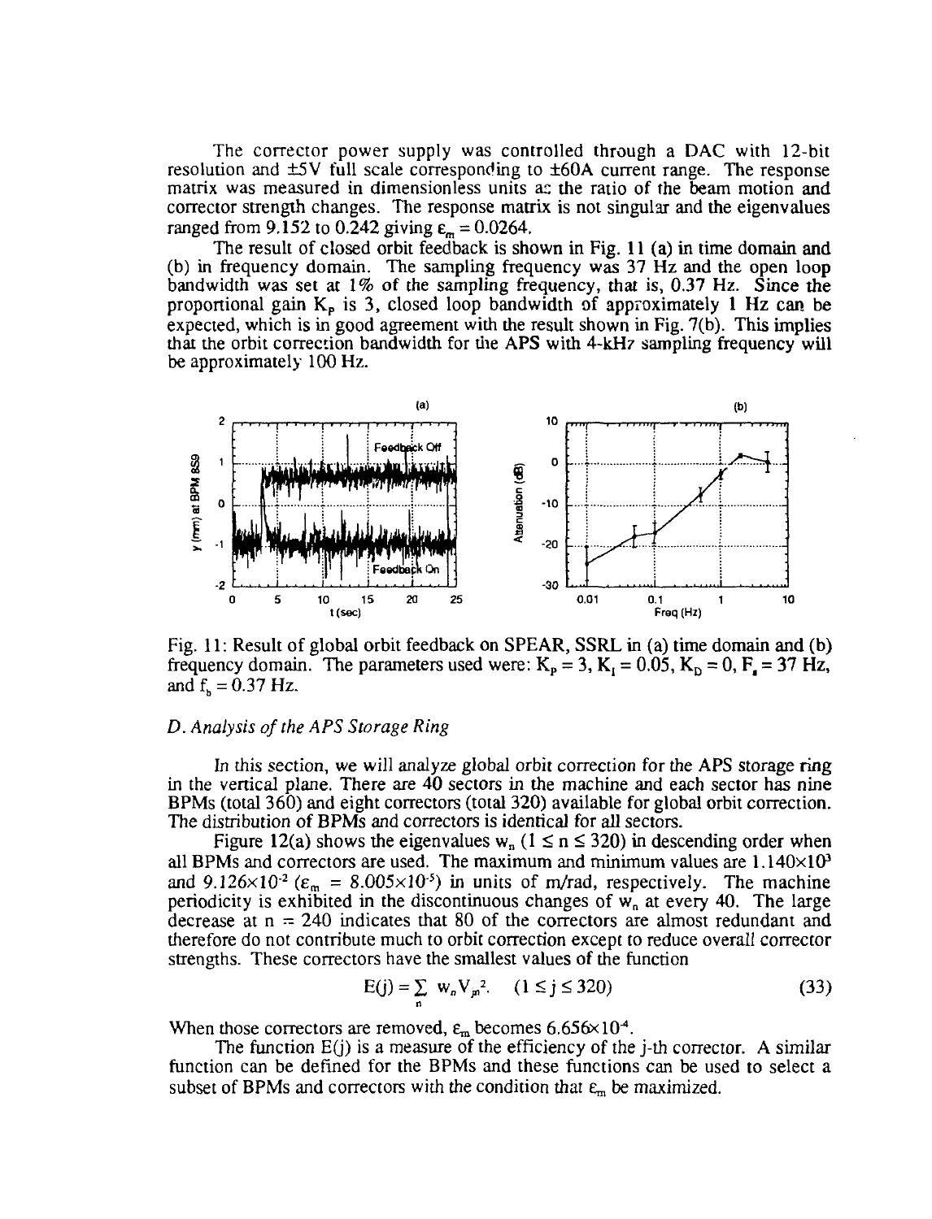The corrector power supply was controlled through a DAC with 12-bit resolution and ±5V full scale corresponding to ±60A current range. The response matrix was measured in dimensionless units as the ratio of the beam motion and corrector strength changes. The response matrix is not singular and the eigenvalues ranged from 9.152 to 0.242 giving $\varepsilon_m = 0.0264$.

The result of closed orbit feedback is shown in Fig. 11 (a) in time domain and (b) in frequency domain. The sampling frequency was 37 Hz and the open loop bandwidth was set at 1% of the sampling frequency, that is, 0.37 Hz. Since the proportional gain $K_P$ is 3, closed loop bandwidth of approximately 1 Hz can be expected, which is in good agreement with the result shown in Fig. 7(b). This implies that the orbit correction bandwidth for the APS with 4-kHz sampling frequency will be approximately 100 Hz.

Fig. 11: Result of global orbit feedback on SPEAR, SSRL in (a) time domain and (b) frequency domain. The parameters used were: $K_P = 3$, $K_I = 0.05$, $K_D = 0$, $F_s = 37$ Hz, and $f_b = 0.37$ Hz.

### *D. Analysis of the APS Storage Ring*

In this section, we will analyze global orbit correction for the APS storage ring in the vertical plane. There are 40 sectors in the machine and each sector has nine BPMs (total 360) and eight correctors (total 320) available for global orbit correction. The distribution of BPMs and correctors is identical for all sectors.

Figure 12(a) shows the eigenvalues $w_n$ ($1 \leq n \leq 320$) in descending order when all BPMs and correctors are used. The maximum and minimum values are $1.140\times10^3$ and $9.126\times10^{-2}$ ($\varepsilon_m = 8.005\times10^{-5}$) in units of m/rad, respectively. The machine periodicity is exhibited in the discontinuous changes of $w_n$ at every 40. The large decrease at n = 240 indicates that 80 of the correctors are almost redundant and therefore do not contribute much to orbit correction except to reduce overall corrector strengths. These correctors have the smallest values of the function

$$E(j) = \sum_n w_n V_{jn}^2. \quad (1 \leq j \leq 320) \tag{33}$$

When those correctors are removed, $\varepsilon_m$ becomes $6.656\times10^{-4}$.

The function E(j) is a measure of the efficiency of the j-th corrector. A similar function can be defined for the BPMs and these functions can be used to select a subset of BPMs and correctors with the condition that $\varepsilon_m$ be maximized.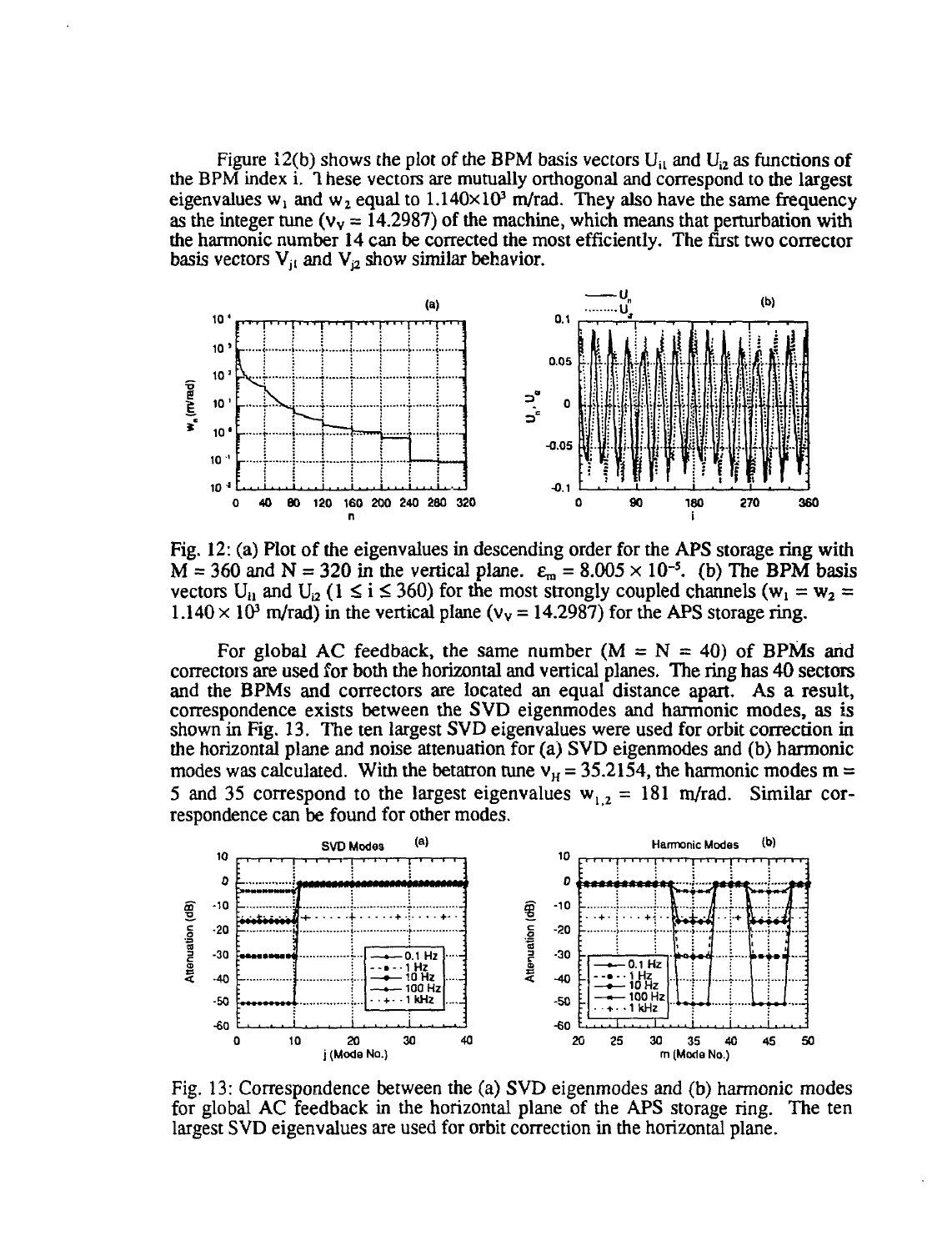Figure 12(b) shows the plot of the BPM basis vectors $U_{i1}$ and $U_{i2}$ as functions of the BPM index i. These vectors are mutually orthogonal and correspond to the largest eigenvalues $w_1$ and $w_2$ equal to $1.140 \times 10^3$ m/rad. They also have the same frequency as the integer tune ($\nu_V = 14.2987$) of the machine, which means that perturbation with the harmonic number 14 can be corrected the most efficiently. The first two corrector basis vectors $V_{j1}$ and $V_{j2}$ show similar behavior.

Fig. 12: (a) Plot of the eigenvalues in descending order for the APS storage ring with M = 360 and N = 320 in the vertical plane. $\varepsilon_m = 8.005 \times 10^{-5}$. (b) The BPM basis vectors $U_{i1}$ and $U_{i2}$ ($1 \leq i \leq 360$) for the most strongly coupled channels ($w_1 = w_2 = 1.140 \times 10^3$ m/rad) in the vertical plane ($\nu_V = 14.2987$) for the APS storage ring.

For global AC feedback, the same number (M = N = 40) of BPMs and correctors are used for both the horizontal and vertical planes. The ring has 40 sectors and the BPMs and correctors are located an equal distance apart. As a result, correspondence exists between the SVD eigenmodes and harmonic modes, as is shown in Fig. 13. The ten largest SVD eigenvalues were used for orbit correction in the horizontal plane and noise attenuation for (a) SVD eigenmodes and (b) harmonic modes was calculated. With the betatron tune $\nu_H = 35.2154$, the harmonic modes m = 5 and 35 correspond to the largest eigenvalues $w_{1,2} = 181$ m/rad. Similar correspondence can be found for other modes.

Fig. 13: Correspondence between the (a) SVD eigenmodes and (b) harmonic modes for global AC feedback in the horizontal plane of the APS storage ring. The ten largest SVD eigenvalues are used for orbit correction in the horizontal plane.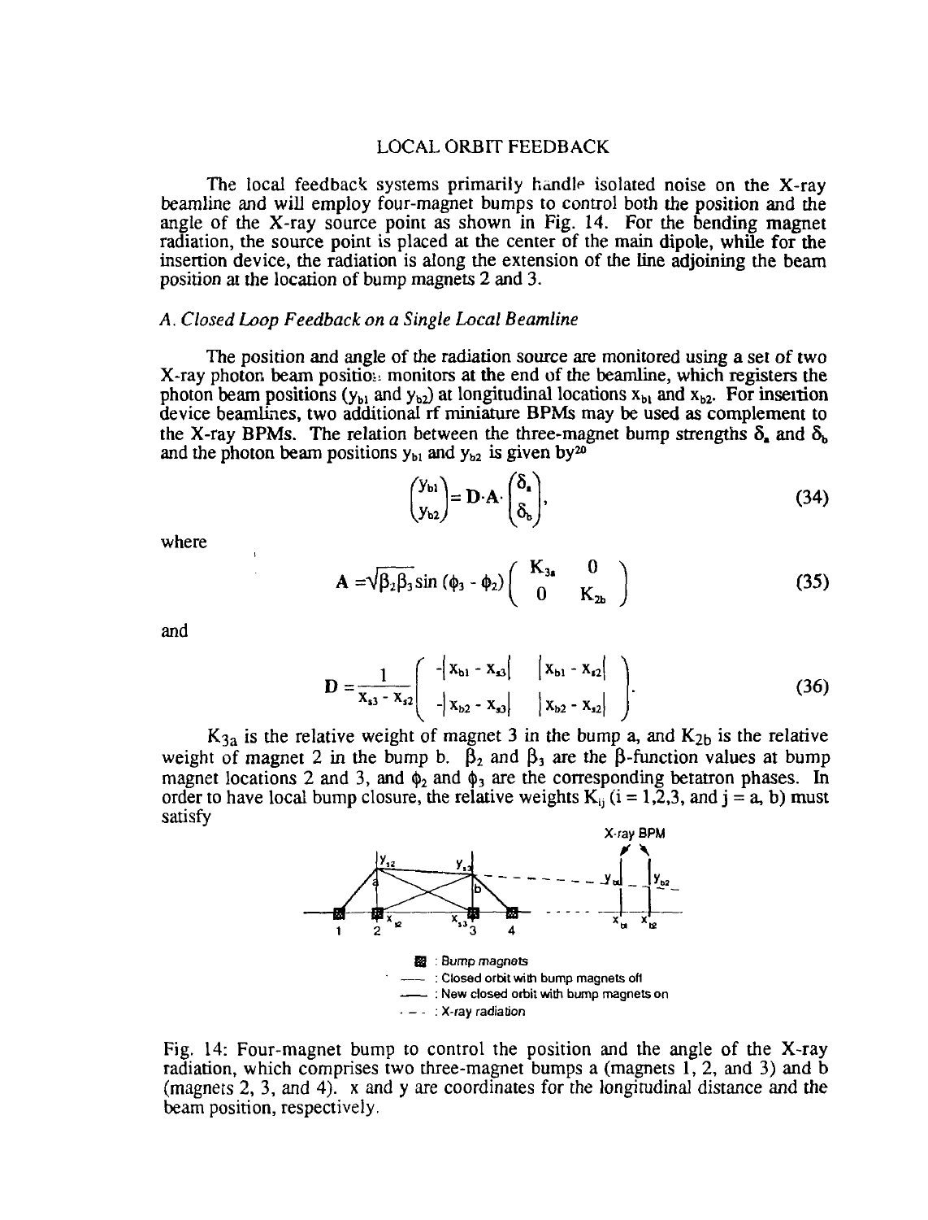## LOCAL ORBIT FEEDBACK

The local feedback systems primarily handle isolated noise on the X-ray beamline and will employ four-magnet bumps to control both the position and the angle of the X-ray source point as shown in Fig. 14. For the bending magnet radiation, the source point is placed at the center of the main dipole, while for the insertion device, the radiation is along the extension of the line adjoining the beam position at the location of bump magnets 2 and 3.

### *A. Closed Loop Feedback on a Single Local Beamline*

The position and angle of the radiation source are monitored using a set of two X-ray photon beam position monitors at the end of the beamline, which registers the photon beam positions ($y_{b1}$ and $y_{b2}$) at longitudinal locations $x_{b1}$ and $x_{b2}$. For insertion device beamlines, two additional rf miniature BPMs may be used as complement to the X-ray BPMs. The relation between the three-magnet bump strengths $\delta_a$ and $\delta_b$ and the photon beam positions $y_{b1}$ and $y_{b2}$ is given by[20]

$$\begin{pmatrix} y_{b1} \\ y_{b2} \end{pmatrix} = \mathbf{D} \cdot \mathbf{A} \cdot \begin{pmatrix} \delta_a \\ \delta_b \end{pmatrix}, \tag{34}$$

where

$$\mathbf{A} = \sqrt{\beta_2 \beta_3} \sin(\phi_3 - \phi_2) \begin{pmatrix} K_{3a} & 0 \\ 0 & K_{2b} \end{pmatrix} \tag{35}$$

and

$$\mathbf{D} = \frac{1}{x_{s3} - x_{s2}} \begin{pmatrix} -|x_{b1} - x_{s3}| & |x_{b1} - x_{s2}| \\ -|x_{b2} - x_{s3}| & |x_{b2} - x_{s2}| \end{pmatrix}. \tag{36}$$

$K_{3a}$ is the relative weight of magnet 3 in the bump a, and $K_{2b}$ is the relative weight of magnet 2 in the bump b. $\beta_2$ and $\beta_3$ are the $\beta$-function values at bump magnet locations 2 and 3, and $\phi_2$ and $\phi_3$ are the corresponding betatron phases. In order to have local bump closure, the relative weights $K_{ij}$ ($i = 1,2,3$, and $j = a, b$) must satisfy

Fig. 14: Four-magnet bump to control the position and the angle of the X-ray radiation, which comprises two three-magnet bumps a (magnets 1, 2, and 3) and b (magnets 2, 3, and 4). x and y are coordinates for the longitudinal distance and the beam position, respectively.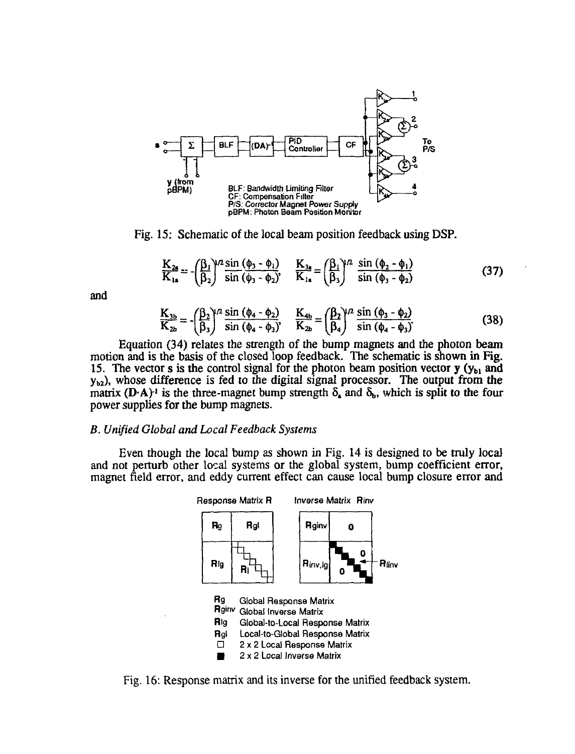Fig. 15: Schematic of the local beam position feedback using DSP.

$$\frac{K_{2a}}{K_{1a}} = -\left(\frac{\beta_1}{\beta_2}\right)^{1/2} \frac{\sin(\phi_3 - \phi_1)}{\sin(\phi_3 - \phi_2)}, \quad \frac{K_{3a}}{K_{1a}} = \left(\frac{\beta_1}{\beta_3}\right)^{1/2} \frac{\sin(\phi_2 - \phi_1)}{\sin(\phi_3 - \phi_2)} \tag{37}$$

and

$$\frac{K_{3b}}{K_{2b}} = -\left(\frac{\beta_2}{\beta_3}\right)^{1/2} \frac{\sin(\phi_4 - \phi_2)}{\sin(\phi_4 - \phi_3)}, \quad \frac{K_{4b}}{K_{2b}} = \left(\frac{\beta_2}{\beta_4}\right)^{1/2} \frac{\sin(\phi_3 - \phi_2)}{\sin(\phi_4 - \phi_3)} \tag{38}$$

Equation (34) relates the strength of the bump magnets and the photon beam motion and is the basis of the closed loop feedback. The schematic is shown in Fig. 15. The vector **s** is the control signal for the photon beam position vector **y** ($y_{b1}$ and $y_{b2}$), whose difference is fed to the digital signal processor. The output from the matrix $(\mathbf{D \cdot A})^{-1}$ is the three-magnet bump strength $\delta_a$ and $\delta_b$, which is split to the four power supplies for the bump magnets.

### *B. Unified Global and Local Feedback Systems*

Even though the local bump as shown in Fig. 14 is designed to be truly local and not perturb other local systems or the global system, bump coefficient error, magnet field error, and eddy current effect can cause local bump closure error and

Fig. 16: Response matrix and its inverse for the unified feedback system.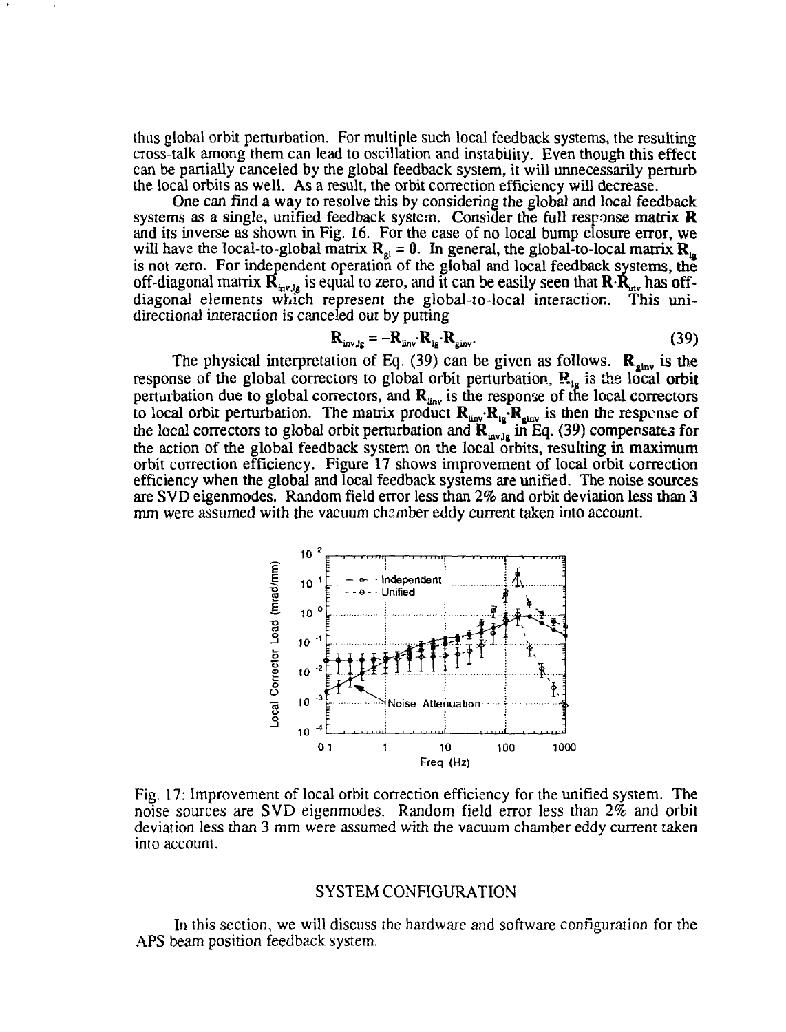thus global orbit perturbation. For multiple such local feedback systems, the resulting cross-talk among them can lead to oscillation and instability. Even though this effect can be partially canceled by the global feedback system, it will unnecessarily perturb the local orbits as well. As a result, the orbit correction efficiency will decrease.

One can find a way to resolve this by considering the global and local feedback systems as a single, unified feedback system. Consider the full response matrix $\mathbf{R}$ and its inverse as shown in Fig. 16. For the case of no local bump closure error, we will have the local-to-global matrix $\mathbf{R}_{gl} = \mathbf{0}$. In general, the global-to-local matrix $\mathbf{R}_{lg}$ is not zero. For independent operation of the global and local feedback systems, the off-diagonal matrix $\mathbf{R}_{inv,lg}$ is equal to zero, and it can be easily seen that $\mathbf{R}\cdot\mathbf{R}_{inv}$ has off-diagonal elements which represent the global-to-local interaction. This uni-directional interaction is canceled out by putting

$$\mathbf{R}_{inv,lg} = -\mathbf{R}_{linv}\cdot\mathbf{R}_{lg}\cdot\mathbf{R}_{ginv}. \tag{39}$$

The physical interpretation of Eq. (39) can be given as follows. $\mathbf{R}_{ginv}$ is the response of the global correctors to global orbit perturbation, $\mathbf{R}_{lg}$ is the local orbit perturbation due to global correctors, and $\mathbf{R}_{linv}$ is the response of the local correctors to local orbit perturbation. The matrix product $\mathbf{R}_{linv}\cdot\mathbf{R}_{lg}\cdot\mathbf{R}_{ginv}$ is then the response of the local correctors to global orbit perturbation and $\mathbf{R}_{inv,lg}$ in Eq. (39) compensates for the action of the global feedback system on the local orbits, resulting in maximum orbit correction efficiency. Figure 17 shows improvement of local orbit correction efficiency when the global and local feedback systems are unified. The noise sources are SVD eigenmodes. Random field error less than 2% and orbit deviation less than 3 mm were assumed with the vacuum chamber eddy current taken into account.

Fig. 17: Improvement of local orbit correction efficiency for the unified system. The noise sources are SVD eigenmodes. Random field error less than 2% and orbit deviation less than 3 mm were assumed with the vacuum chamber eddy current taken into account.

## SYSTEM CONFIGURATION

In this section, we will discuss the hardware and software configuration for the APS beam position feedback system.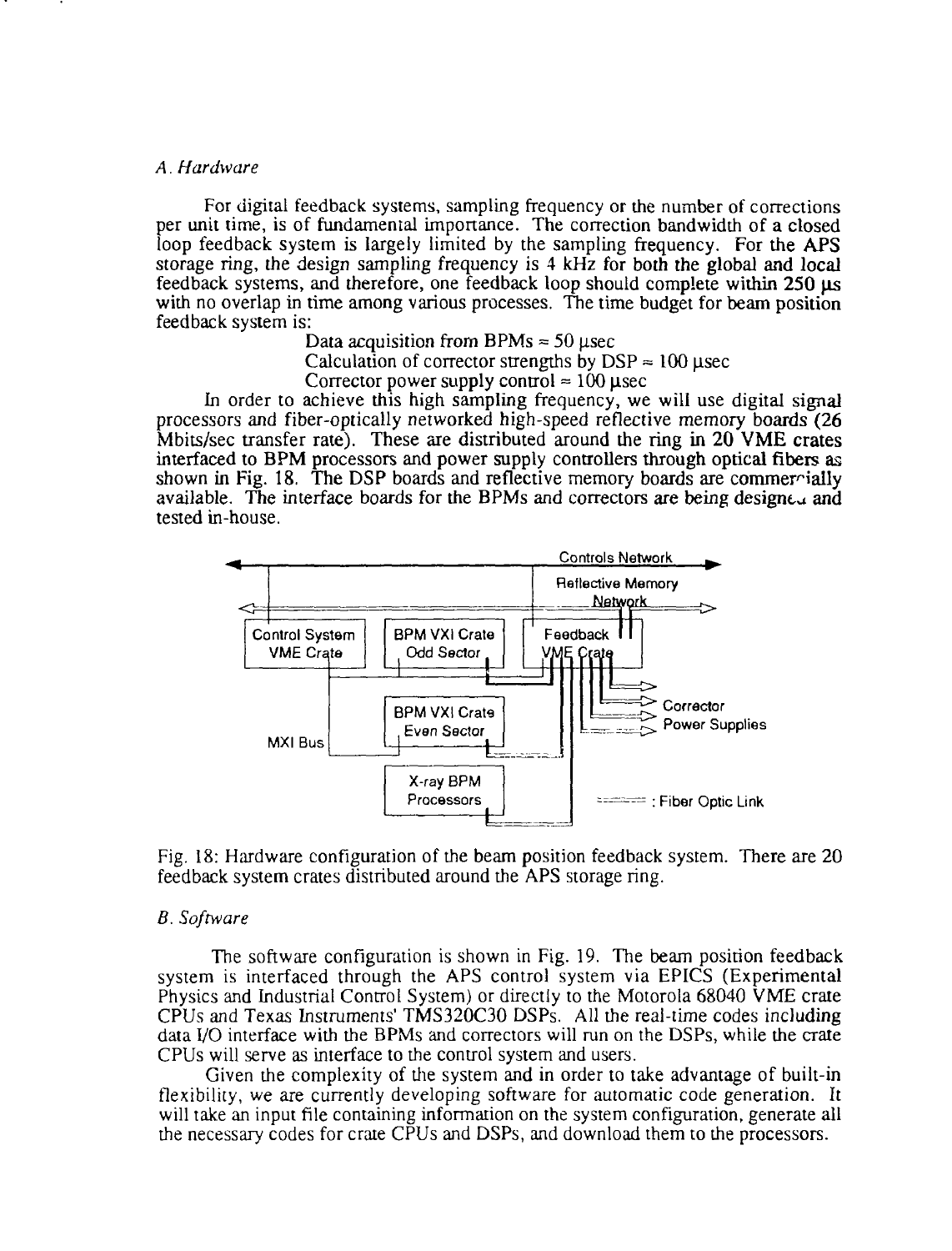*A. Hardware*

For digital feedback systems, sampling frequency or the number of corrections per unit time, is of fundamental importance. The correction bandwidth of a closed loop feedback system is largely limited by the sampling frequency. For the APS storage ring, the design sampling frequency is 4 kHz for both the global and local feedback systems, and therefore, one feedback loop should complete within 250 μs with no overlap in time among various processes. The time budget for beam position feedback system is:

Data acquisition from BPMs ≈ 50 μsec
Calculation of corrector strengths by DSP ≈ 100 μsec
Corrector power supply control ≈ 100 μsec

In order to achieve this high sampling frequency, we will use digital signal processors and fiber-optically networked high-speed reflective memory boards (26 Mbits/sec transfer rate). These are distributed around the ring in 20 VME crates interfaced to BPM processors and power supply controllers through optical fibers as shown in Fig. 18. The DSP boards and reflective memory boards are commercially available. The interface boards for the BPMs and correctors are being designed and tested in-house.

Fig. 18: Hardware configuration of the beam position feedback system. There are 20 feedback system crates distributed around the APS storage ring.

*B. Software*

The software configuration is shown in Fig. 19. The beam position feedback system is interfaced through the APS control system via EPICS (Experimental Physics and Industrial Control System) or directly to the Motorola 68040 VME crate CPUs and Texas Instruments' TMS320C30 DSPs. All the real-time codes including data I/O interface with the BPMs and correctors will run on the DSPs, while the crate CPUs will serve as interface to the control system and users.

Given the complexity of the system and in order to take advantage of built-in flexibility, we are currently developing software for automatic code generation. It will take an input file containing information on the system configuration, generate all the necessary codes for crate CPUs and DSPs, and download them to the processors.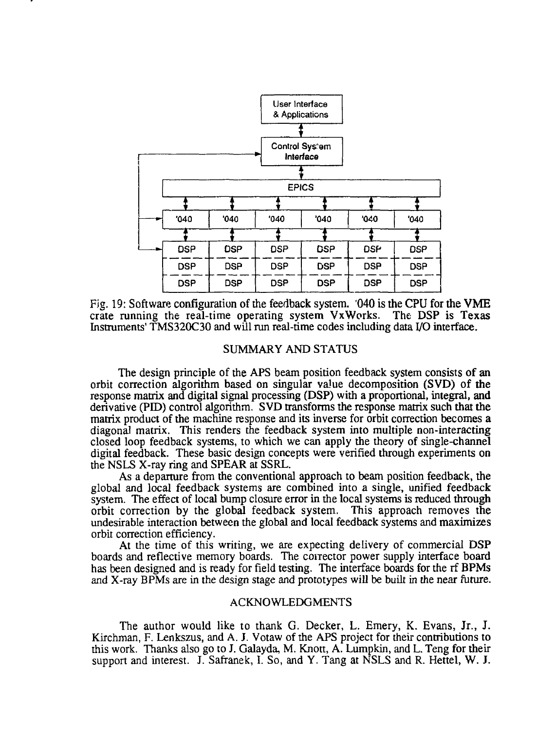Fig. 19: Software configuration of the feedback system. '040 is the CPU for the VME crate running the real-time operating system VxWorks. The DSP is Texas Instruments' TMS320C30 and will run real-time codes including data I/O interface.

## SUMMARY AND STATUS

The design principle of the APS beam position feedback system consists of an orbit correction algorithm based on singular value decomposition (SVD) of the response matrix and digital signal processing (DSP) with a proportional, integral, and derivative (PID) control algorithm. SVD transforms the response matrix such that the matrix product of the machine response and its inverse for orbit correction becomes a diagonal matrix. This renders the feedback system into multiple non-interacting closed loop feedback systems, to which we can apply the theory of single-channel digital feedback. These basic design concepts were verified through experiments on the NSLS X-ray ring and SPEAR at SSRL.

As a departure from the conventional approach to beam position feedback, the global and local feedback systems are combined into a single, unified feedback system. The effect of local bump closure error in the local systems is reduced through orbit correction by the global feedback system. This approach removes the undesirable interaction between the global and local feedback systems and maximizes orbit correction efficiency.

At the time of this writing, we are expecting delivery of commercial DSP boards and reflective memory boards. The corrector power supply interface board has been designed and is ready for field testing. The interface boards for the rf BPMs and X-ray BPMs are in the design stage and prototypes will be built in the near future.

## ACKNOWLEDGMENTS

The author would like to thank G. Decker, L. Emery, K. Evans, Jr., J. Kirchman, F. Lenkszus, and A. J. Votaw of the APS project for their contributions to this work. Thanks also go to J. Galayda, M. Knott, A. Lumpkin, and L. Teng for their support and interest. J. Safranek, I. So, and Y. Tang at NSLS and R. Hettel, W. J.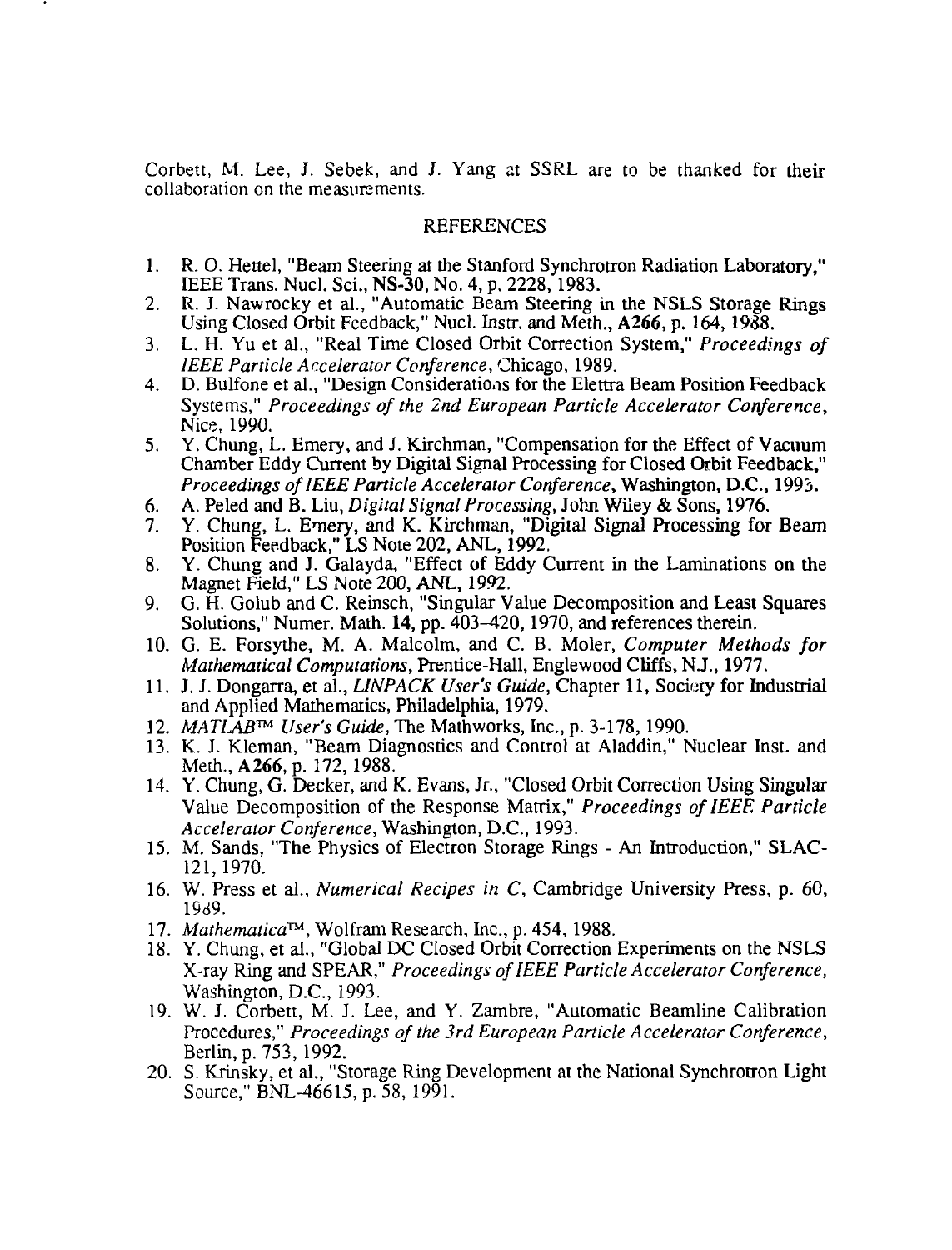Corbett, M. Lee, J. Sebek, and J. Yang at SSRL are to be thanked for their collaboration on the measurements.

## REFERENCES

1. R. O. Hettel, "Beam Steering at the Stanford Synchrotron Radiation Laboratory," IEEE Trans. Nucl. Sci., **NS-30**, No. 4, p. 2228, 1983.
2. R. J. Nawrocky et al., "Automatic Beam Steering in the NSLS Storage Rings Using Closed Orbit Feedback," Nucl. Instr. and Meth., **A266**, p. 164, 1988.
3. L. H. Yu et al., "Real Time Closed Orbit Correction System," *Proceedings of IEEE Particle Accelerator Conference*, Chicago, 1989.
4. D. Bulfone et al., "Design Considerations for the Elettra Beam Position Feedback Systems," *Proceedings of the 2nd European Particle Accelerator Conference*, Nice, 1990.
5. Y. Chung, L. Emery, and J. Kirchman, "Compensation for the Effect of Vacuum Chamber Eddy Current by Digital Signal Processing for Closed Orbit Feedback," *Proceedings of IEEE Particle Accelerator Conference*, Washington, D.C., 1993.
6. A. Peled and B. Liu, *Digital Signal Processing*, John Wiley & Sons, 1976.
7. Y. Chung, L. Emery, and K. Kirchman, "Digital Signal Processing for Beam Position Feedback," LS Note 202, ANL, 1992.
8. Y. Chung and J. Galayda, "Effect of Eddy Current in the Laminations on the Magnet Field," LS Note 200, ANL, 1992.
9. G. H. Golub and C. Reinsch, "Singular Value Decomposition and Least Squares Solutions," Numer. Math. **14**, pp. 403–420, 1970, and references therein.
10. G. E. Forsythe, M. A. Malcolm, and C. B. Moler, *Computer Methods for Mathematical Computations*, Prentice-Hall, Englewood Cliffs, N.J., 1977.
11. J. J. Dongarra, et al., *LINPACK User's Guide*, Chapter 11, Society for Industrial and Applied Mathematics, Philadelphia, 1979.
12. *MATLAB™ User's Guide*, The Mathworks, Inc., p. 3-178, 1990.
13. K. J. Kleman, "Beam Diagnostics and Control at Aladdin," Nuclear Inst. and Meth., **A266**, p. 172, 1988.
14. Y. Chung, G. Decker, and K. Evans, Jr., "Closed Orbit Correction Using Singular Value Decomposition of the Response Matrix," *Proceedings of IEEE Particle Accelerator Conference*, Washington, D.C., 1993.
15. M. Sands, "The Physics of Electron Storage Rings - An Introduction," SLAC-121, 1970.
16. W. Press et al., *Numerical Recipes in C*, Cambridge University Press, p. 60, 1989.
17. *Mathematica™*, Wolfram Research, Inc., p. 454, 1988.
18. Y. Chung, et al., "Global DC Closed Orbit Correction Experiments on the NSLS X-ray Ring and SPEAR," *Proceedings of IEEE Particle Accelerator Conference*, Washington, D.C., 1993.
19. W. J. Corbett, M. J. Lee, and Y. Zambre, "Automatic Beamline Calibration Procedures," *Proceedings of the 3rd European Particle Accelerator Conference*, Berlin, p. 753, 1992.
20. S. Krinsky, et al., "Storage Ring Development at the National Synchrotron Light Source," BNL-46615, p. 58, 1991.